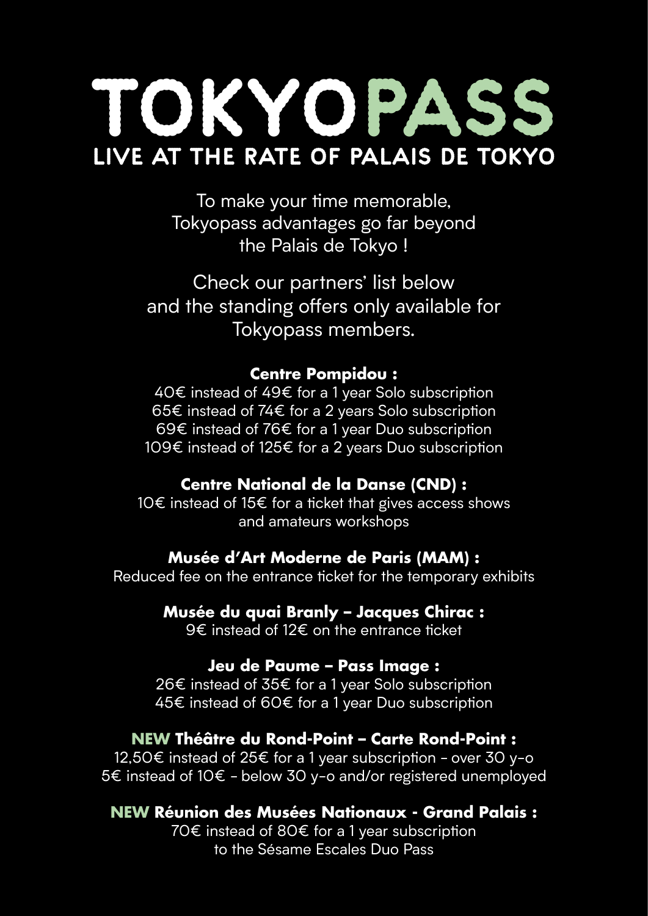# TOKYOPASS

## LIVE AT THE RATE OF PALAIS DE TOKYO

To make your time memorable, Tokyopass advantages go far beyond the Palais de Tokyo !

Check our partners' list below and the standing offers only available for Tokyopass members.

**Centre Pompidou :**
40€ instead of 49€ for a 1 year Solo subscription
65€ instead of 74€ for a 2 years Solo subscription
69€ instead of 76€ for a 1 year Duo subscription
109€ instead of 125€ for a 2 years Duo subscription

**Centre National de la Danse (CND) :**
10€ instead of 15€ for a ticket that gives access shows and amateurs workshops

**Musée d'Art Moderne de Paris (MAM) :**
Reduced fee on the entrance ticket for the temporary exhibits

**Musée du quai Branly – Jacques Chirac :**
9€ instead of 12€ on the entrance ticket

**Jeu de Paume – Pass Image :**
26€ instead of 35€ for a 1 year Solo subscription
45€ instead of 60€ for a 1 year Duo subscription

**NEW Théâtre du Rond-Point – Carte Rond-Point :**
12,50€ instead of 25€ for a 1 year subscription - over 30 y-o
5€ instead of 10€ - below 30 y-o and/or registered unemployed

**NEW Réunion des Musées Nationaux - Grand Palais :**
70€ instead of 80€ for a 1 year subscription to the Sésame Escales Duo Pass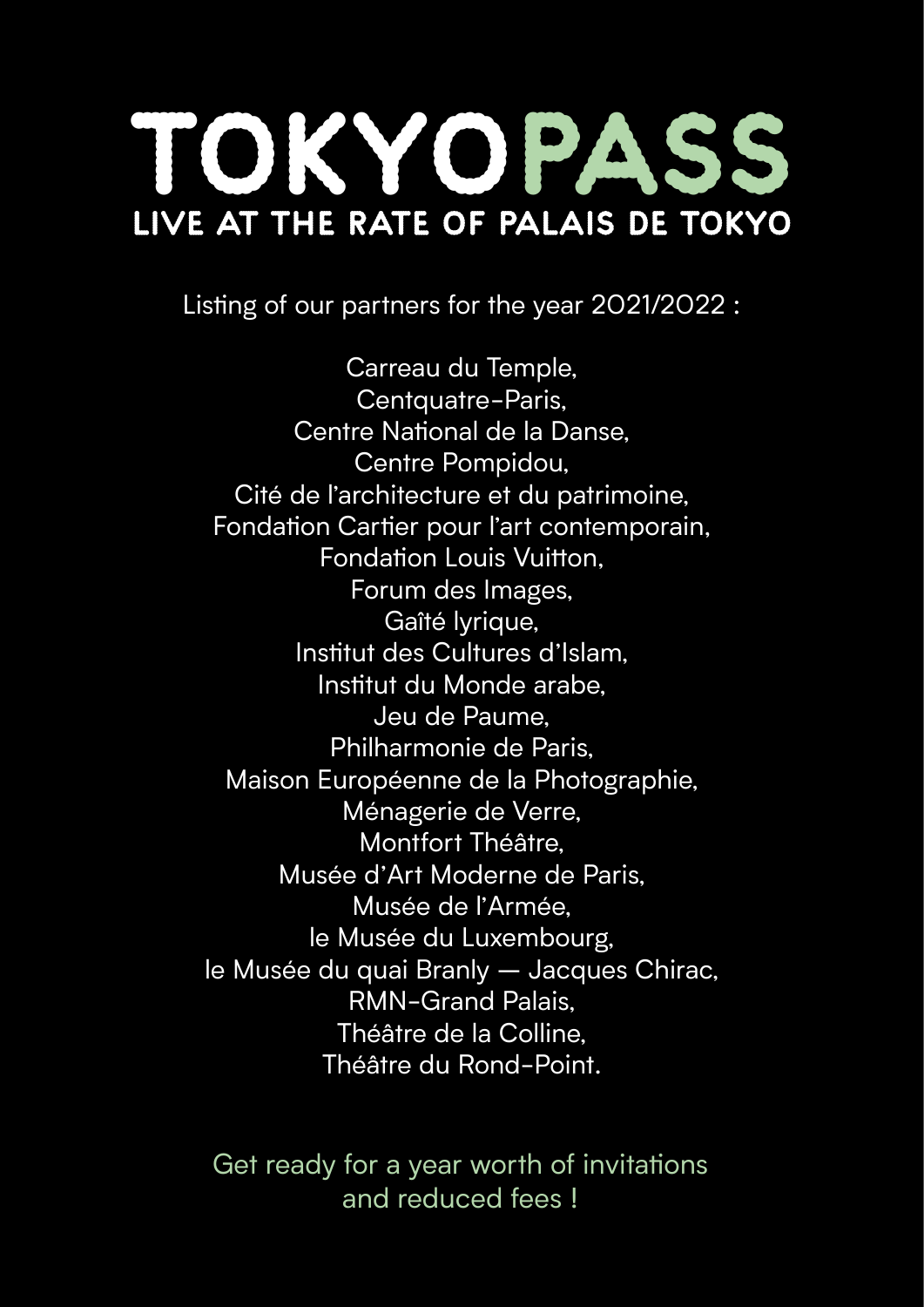# TOKYOPASS

## LIVE AT THE RATE OF PALAIS DE TOKYO

Listing of our partners for the year 2021/2022 :

Carreau du Temple,
Centquatre-Paris,
Centre National de la Danse,
Centre Pompidou,
Cité de l'architecture et du patrimoine,
Fondation Cartier pour l'art contemporain,
Fondation Louis Vuitton,
Forum des Images,
Gaîté lyrique,
Institut des Cultures d'Islam,
Institut du Monde arabe,
Jeu de Paume,
Philharmonie de Paris,
Maison Européenne de la Photographie,
Ménagerie de Verre,
Montfort Théâtre,
Musée d'Art Moderne de Paris,
Musée de l'Armée,
le Musée du Luxembourg,
le Musée du quai Branly — Jacques Chirac,
RMN-Grand Palais,
Théâtre de la Colline,
Théâtre du Rond-Point.

Get ready for a year worth of invitations and reduced fees !